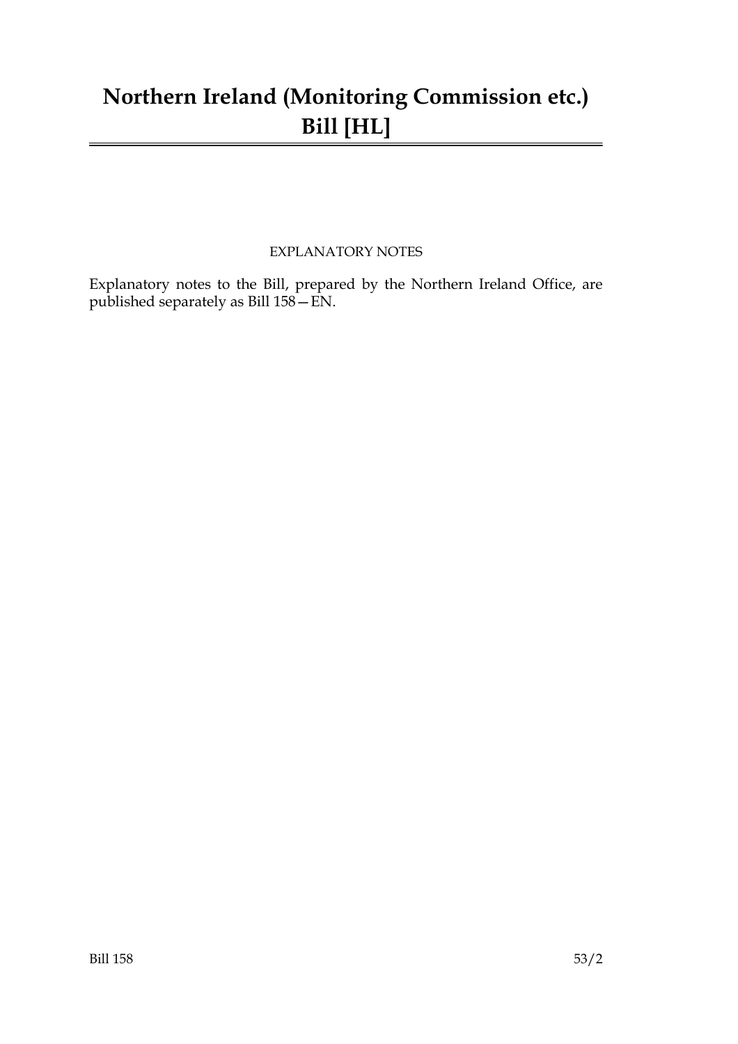# Northern Ireland (Monitoring Commission etc.) Bill [HL]

EXPLANATORY NOTES

Explanatory notes to the Bill, prepared by the Northern Ireland Office, are published separately as Bill 158—EN.

Bill 158 53/2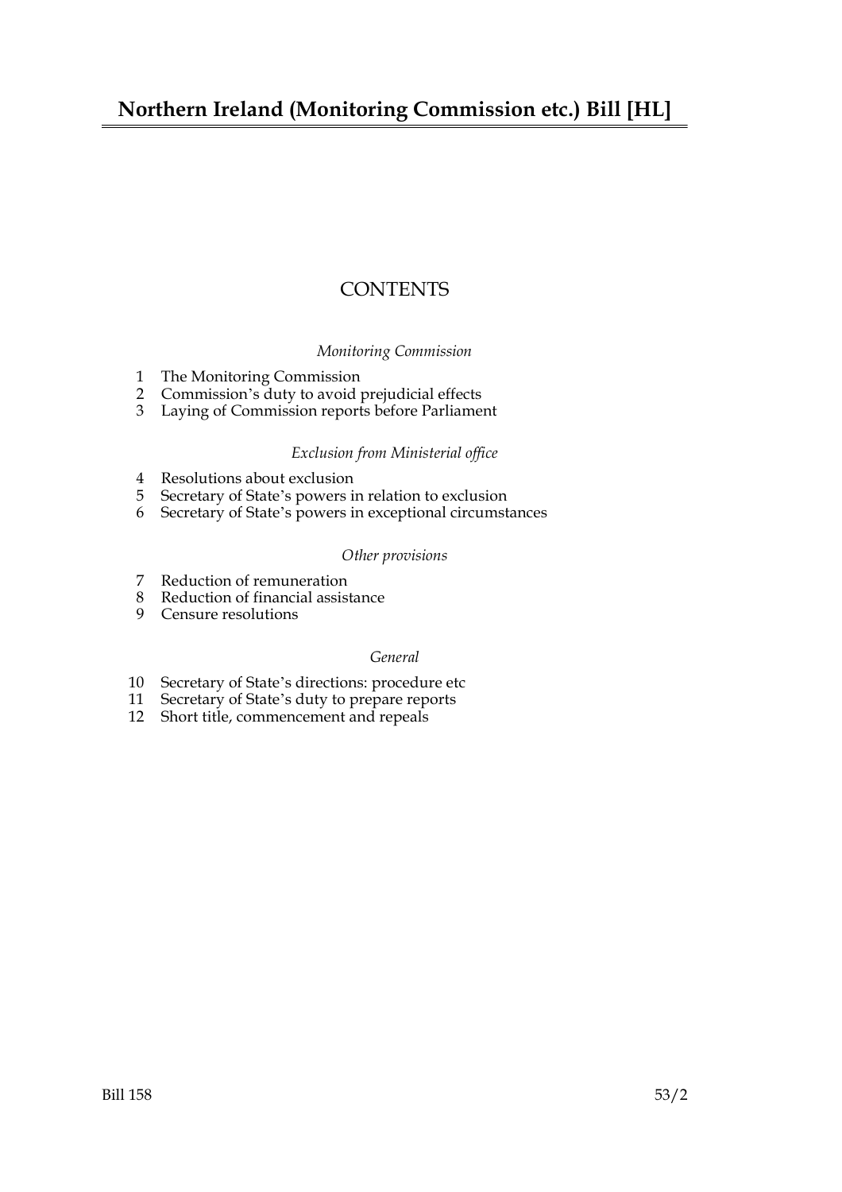# Northern Ireland (Monitoring Commission etc.) Bill [HL]

## CONTENTS

*Monitoring Commission*

1 The Monitoring Commission
2 Commission's duty to avoid prejudicial effects
3 Laying of Commission reports before Parliament

*Exclusion from Ministerial office*

4 Resolutions about exclusion
5 Secretary of State's powers in relation to exclusion
6 Secretary of State's powers in exceptional circumstances

*Other provisions*

7 Reduction of remuneration
8 Reduction of financial assistance
9 Censure resolutions

*General*

10 Secretary of State's directions: procedure etc
11 Secretary of State's duty to prepare reports
12 Short title, commencement and repeals

Bill 158 53/2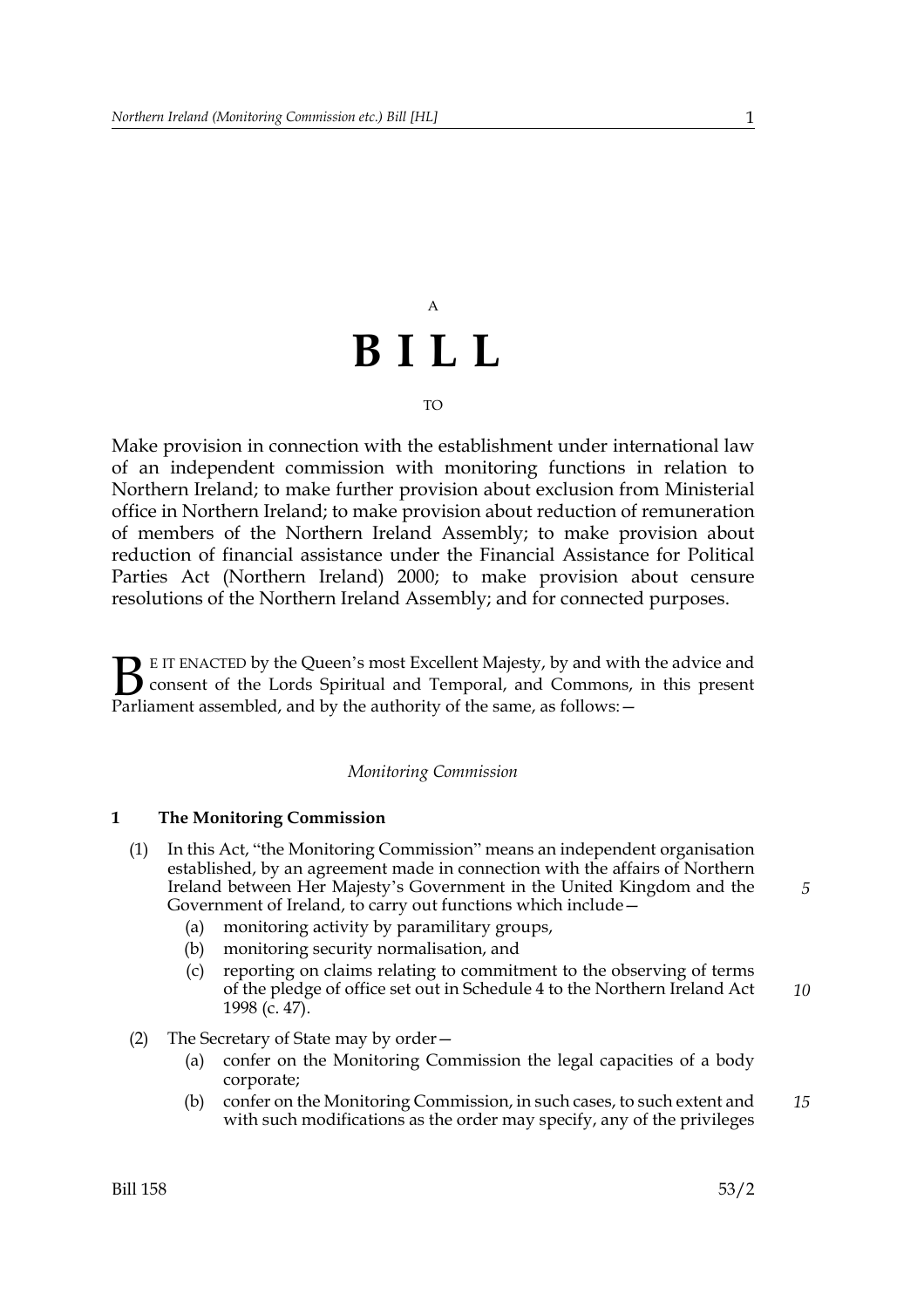A

# BILL

TO

Make provision in connection with the establishment under international law of an independent commission with monitoring functions in relation to Northern Ireland; to make further provision about exclusion from Ministerial office in Northern Ireland; to make provision about reduction of remuneration of members of the Northern Ireland Assembly; to make provision about reduction of financial assistance under the Financial Assistance for Political Parties Act (Northern Ireland) 2000; to make provision about censure resolutions of the Northern Ireland Assembly; and for connected purposes.

BE IT ENACTED by the Queen's most Excellent Majesty, by and with the advice and consent of the Lords Spiritual and Temporal, and Commons, in this present Parliament assembled, and by the authority of the same, as follows:—

*Monitoring Commission*

### 1 The Monitoring Commission

(1) In this Act, "the Monitoring Commission" means an independent organisation established, by an agreement made in connection with the affairs of Northern Ireland between Her Majesty's Government in the United Kingdom and the Government of Ireland, to carry out functions which include—

(a) monitoring activity by paramilitary groups,

(b) monitoring security normalisation, and

(c) reporting on claims relating to commitment to the observing of terms of the pledge of office set out in Schedule 4 to the Northern Ireland Act 1998 (c. 47).

(2) The Secretary of State may by order—

(a) confer on the Monitoring Commission the legal capacities of a body corporate;

(b) confer on the Monitoring Commission, in such cases, to such extent and with such modifications as the order may specify, any of the privileges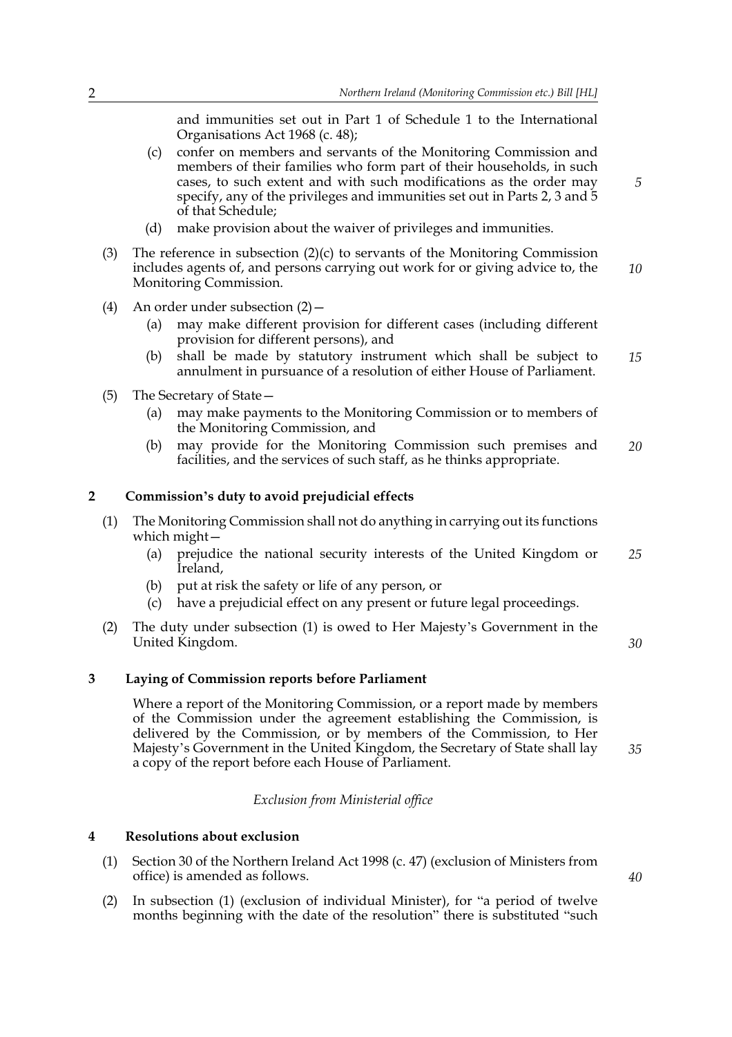and immunities set out in Part 1 of Schedule 1 to the International Organisations Act 1968 (c. 48);

(c) confer on members and servants of the Monitoring Commission and members of their families who form part of their households, in such cases, to such extent and with such modifications as the order may specify, any of the privileges and immunities set out in Parts 2, 3 and 5 of that Schedule;

(d) make provision about the waiver of privileges and immunities.

(3) The reference in subsection (2)(c) to servants of the Monitoring Commission includes agents of, and persons carrying out work for or giving advice to, the Monitoring Commission.

(4) An order under subsection (2)—

(a) may make different provision for different cases (including different provision for different persons), and

(b) shall be made by statutory instrument which shall be subject to annulment in pursuance of a resolution of either House of Parliament.

(5) The Secretary of State—

(a) may make payments to the Monitoring Commission or to members of the Monitoring Commission, and

(b) may provide for the Monitoring Commission such premises and facilities, and the services of such staff, as he thinks appropriate.

## 2 Commission's duty to avoid prejudicial effects

(1) The Monitoring Commission shall not do anything in carrying out its functions which might—

(a) prejudice the national security interests of the United Kingdom or Ireland,

(b) put at risk the safety or life of any person, or

(c) have a prejudicial effect on any present or future legal proceedings.

(2) The duty under subsection (1) is owed to Her Majesty's Government in the United Kingdom.

## 3 Laying of Commission reports before Parliament

Where a report of the Monitoring Commission, or a report made by members of the Commission under the agreement establishing the Commission, is delivered by the Commission, or by members of the Commission, to Her Majesty's Government in the United Kingdom, the Secretary of State shall lay a copy of the report before each House of Parliament.

*Exclusion from Ministerial office*

## 4 Resolutions about exclusion

(1) Section 30 of the Northern Ireland Act 1998 (c. 47) (exclusion of Ministers from office) is amended as follows.

(2) In subsection (1) (exclusion of individual Minister), for "a period of twelve months beginning with the date of the resolution" there is substituted "such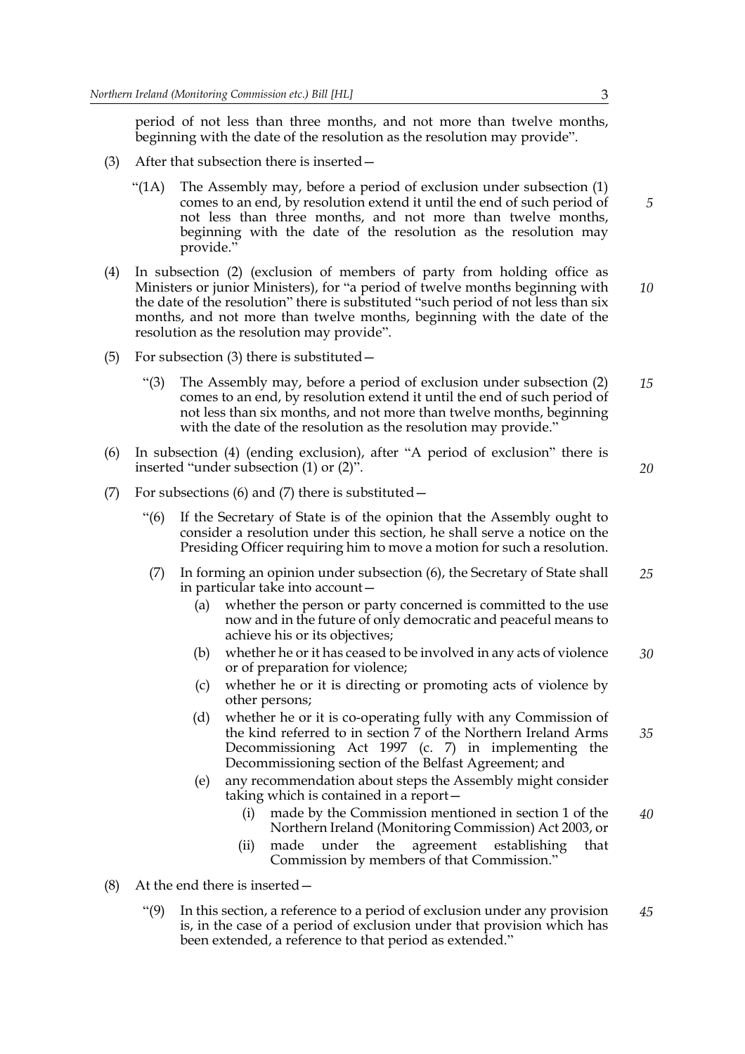period of not less than three months, and not more than twelve months, beginning with the date of the resolution as the resolution may provide".

(3) After that subsection there is inserted—

> "(1A) The Assembly may, before a period of exclusion under subsection (1) comes to an end, by resolution extend it until the end of such period of not less than three months, and not more than twelve months, beginning with the date of the resolution as the resolution may provide."

(4) In subsection (2) (exclusion of members of party from holding office as Ministers or junior Ministers), for "a period of twelve months beginning with the date of the resolution" there is substituted "such period of not less than six months, and not more than twelve months, beginning with the date of the resolution as the resolution may provide".

(5) For subsection (3) there is substituted—

> "(3) The Assembly may, before a period of exclusion under subsection (2) comes to an end, by resolution extend it until the end of such period of not less than six months, and not more than twelve months, beginning with the date of the resolution as the resolution may provide."

(6) In subsection (4) (ending exclusion), after "A period of exclusion" there is inserted "under subsection (1) or (2)".

(7) For subsections (6) and (7) there is substituted—

> "(6) If the Secretary of State is of the opinion that the Assembly ought to consider a resolution under this section, he shall serve a notice on the Presiding Officer requiring him to move a motion for such a resolution.
>
> (7) In forming an opinion under subsection (6), the Secretary of State shall in particular take into account—
>
> (a) whether the person or party concerned is committed to the use now and in the future of only democratic and peaceful means to achieve his or its objectives;
>
> (b) whether he or it has ceased to be involved in any acts of violence or of preparation for violence;
>
> (c) whether he or it is directing or promoting acts of violence by other persons;
>
> (d) whether he or it is co-operating fully with any Commission of the kind referred to in section 7 of the Northern Ireland Arms Decommissioning Act 1997 (c. 7) in implementing the Decommissioning section of the Belfast Agreement; and
>
> (e) any recommendation about steps the Assembly might consider taking which is contained in a report—
>
> (i) made by the Commission mentioned in section 1 of the Northern Ireland (Monitoring Commission) Act 2003, or
>
> (ii) made under the agreement establishing that Commission by members of that Commission."

(8) At the end there is inserted—

> "(9) In this section, a reference to a period of exclusion under any provision is, in the case of a period of exclusion under that provision which has been extended, a reference to that period as extended."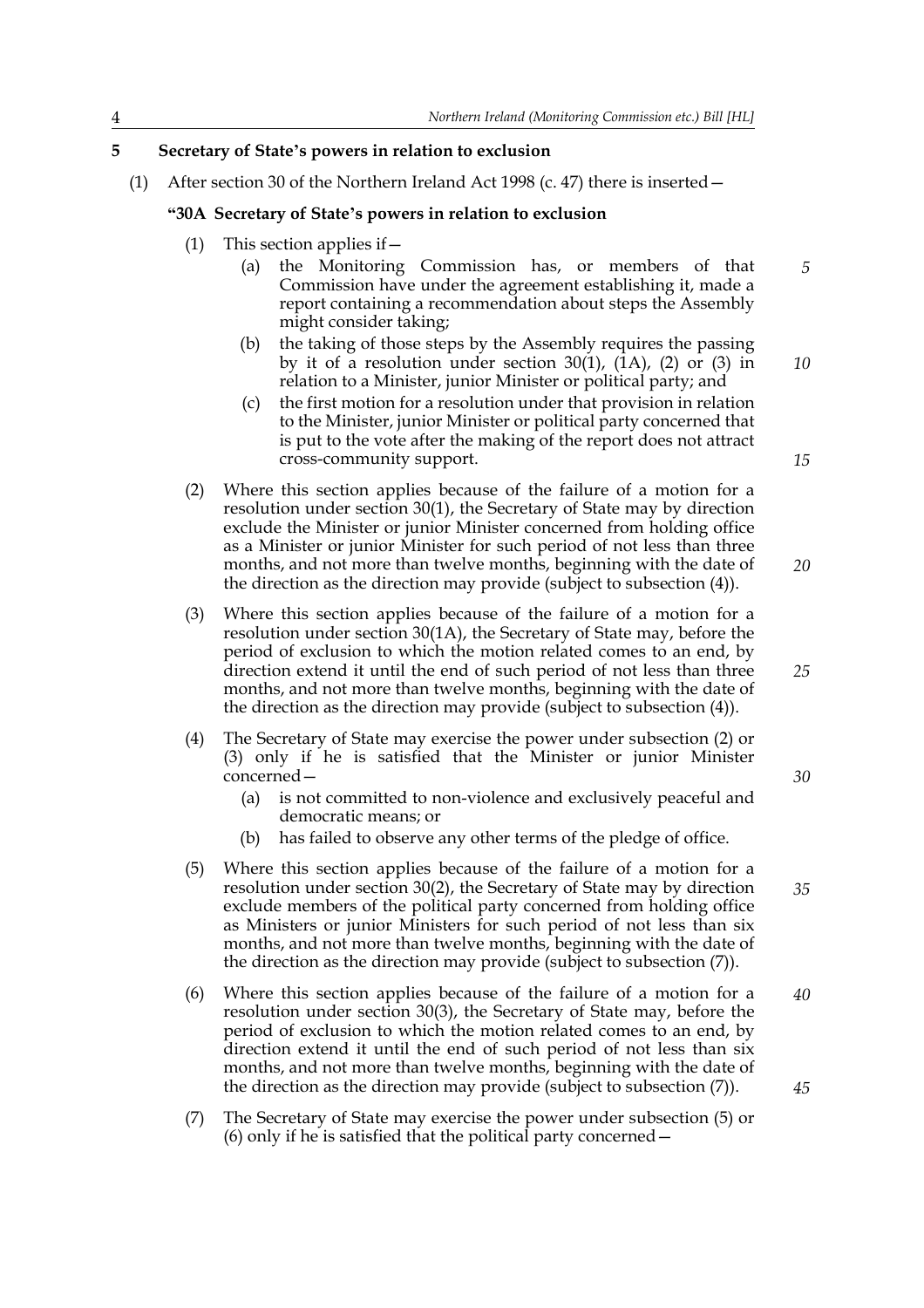**5 Secretary of State's powers in relation to exclusion**

(1) After section 30 of the Northern Ireland Act 1998 (c. 47) there is inserted—

**"30A Secretary of State's powers in relation to exclusion**

(1) This section applies if—

(a) the Monitoring Commission has, or members of that Commission have under the agreement establishing it, made a report containing a recommendation about steps the Assembly might consider taking;

(b) the taking of those steps by the Assembly requires the passing by it of a resolution under section 30(1), (1A), (2) or (3) in relation to a Minister, junior Minister or political party; and

(c) the first motion for a resolution under that provision in relation to the Minister, junior Minister or political party concerned that is put to the vote after the making of the report does not attract cross-community support.

(2) Where this section applies because of the failure of a motion for a resolution under section 30(1), the Secretary of State may by direction exclude the Minister or junior Minister concerned from holding office as a Minister or junior Minister for such period of not less than three months, and not more than twelve months, beginning with the date of the direction as the direction may provide (subject to subsection (4)).

(3) Where this section applies because of the failure of a motion for a resolution under section 30(1A), the Secretary of State may, before the period of exclusion to which the motion related comes to an end, by direction extend it until the end of such period of not less than three months, and not more than twelve months, beginning with the date of the direction as the direction may provide (subject to subsection (4)).

(4) The Secretary of State may exercise the power under subsection (2) or (3) only if he is satisfied that the Minister or junior Minister concerned—

(a) is not committed to non-violence and exclusively peaceful and democratic means; or

(b) has failed to observe any other terms of the pledge of office.

(5) Where this section applies because of the failure of a motion for a resolution under section 30(2), the Secretary of State may by direction exclude members of the political party concerned from holding office as Ministers or junior Ministers for such period of not less than six months, and not more than twelve months, beginning with the date of the direction as the direction may provide (subject to subsection (7)).

(6) Where this section applies because of the failure of a motion for a resolution under section 30(3), the Secretary of State may, before the period of exclusion to which the motion related comes to an end, by direction extend it until the end of such period of not less than six months, and not more than twelve months, beginning with the date of the direction as the direction may provide (subject to subsection (7)).

(7) The Secretary of State may exercise the power under subsection (5) or (6) only if he is satisfied that the political party concerned—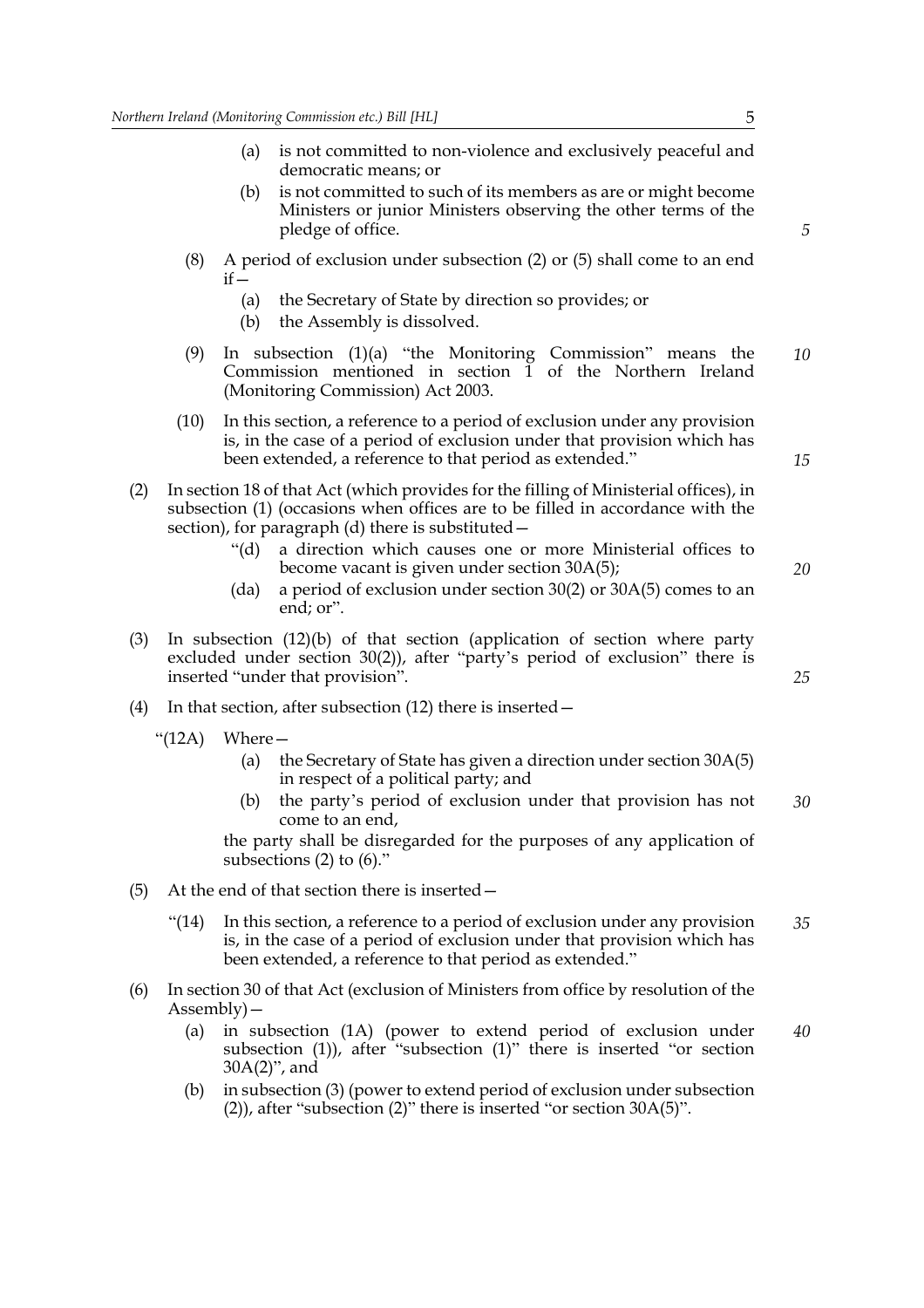(a) is not committed to non-violence and exclusively peaceful and democratic means; or

(b) is not committed to such of its members as are or might become Ministers or junior Ministers observing the other terms of the pledge of office.

(8) A period of exclusion under subsection (2) or (5) shall come to an end if—

(a) the Secretary of State by direction so provides; or

(b) the Assembly is dissolved.

(9) In subsection (1)(a) "the Monitoring Commission" means the Commission mentioned in section 1 of the Northern Ireland (Monitoring Commission) Act 2003.

(10) In this section, a reference to a period of exclusion under any provision is, in the case of a period of exclusion under that provision which has been extended, a reference to that period as extended."

(2) In section 18 of that Act (which provides for the filling of Ministerial offices), in subsection (1) (occasions when offices are to be filled in accordance with the section), for paragraph (d) there is substituted—

"(d) a direction which causes one or more Ministerial offices to become vacant is given under section 30A(5);

(da) a period of exclusion under section 30(2) or 30A(5) comes to an end; or".

(3) In subsection (12)(b) of that section (application of section where party excluded under section 30(2)), after "party's period of exclusion" there is inserted "under that provision".

(4) In that section, after subsection (12) there is inserted—

"(12A) Where—

(a) the Secretary of State has given a direction under section 30A(5) in respect of a political party; and

(b) the party's period of exclusion under that provision has not come to an end,

the party shall be disregarded for the purposes of any application of subsections (2) to (6)."

(5) At the end of that section there is inserted—

"(14) In this section, a reference to a period of exclusion under any provision is, in the case of a period of exclusion under that provision which has been extended, a reference to that period as extended."

(6) In section 30 of that Act (exclusion of Ministers from office by resolution of the Assembly)—

(a) in subsection (1A) (power to extend period of exclusion under subsection (1)), after "subsection (1)" there is inserted "or section 30A(2)", and

(b) in subsection (3) (power to extend period of exclusion under subsection (2)), after "subsection (2)" there is inserted "or section 30A(5)".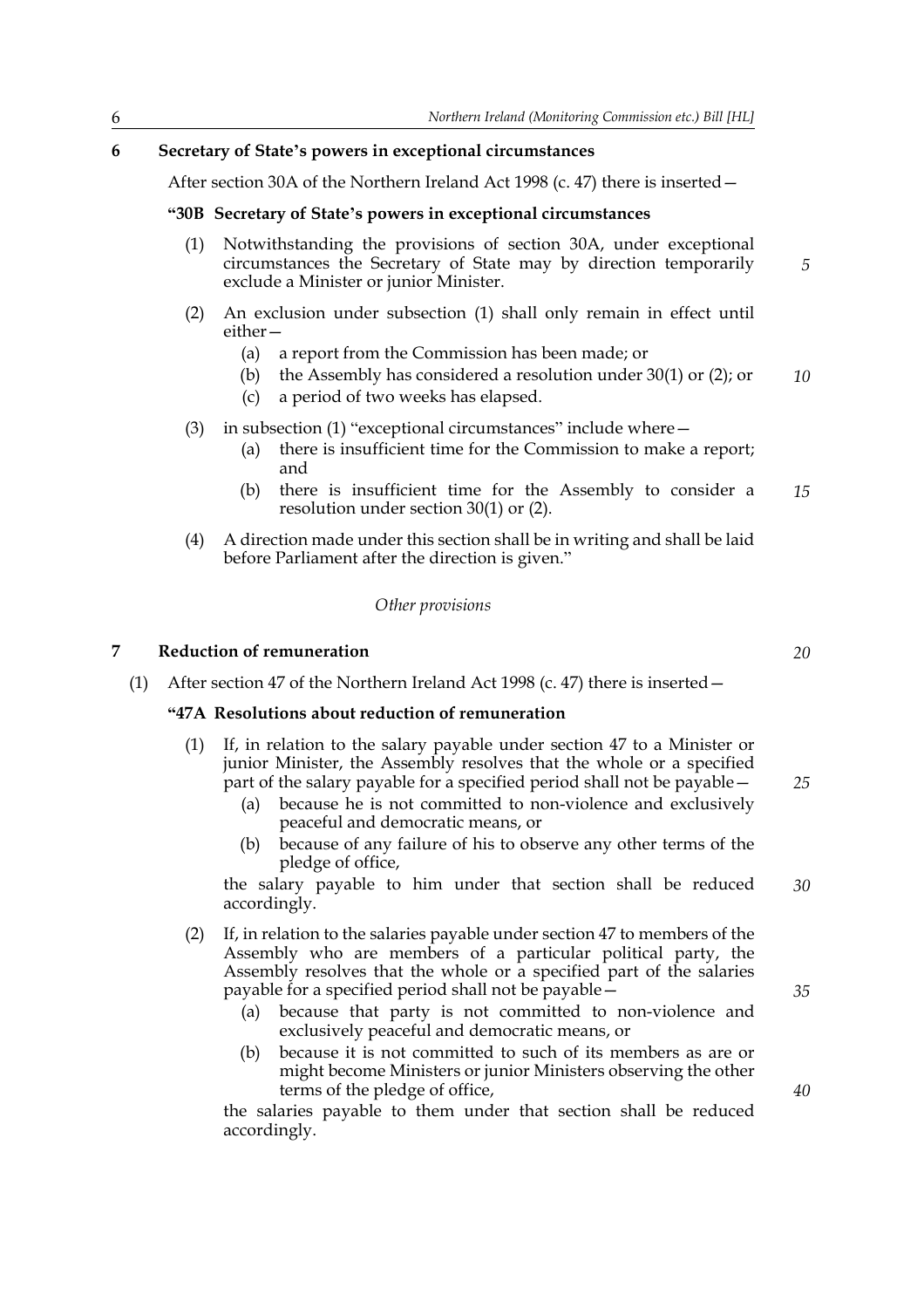## 6 Secretary of State's powers in exceptional circumstances

After section 30A of the Northern Ireland Act 1998 (c. 47) there is inserted—

### "30B Secretary of State's powers in exceptional circumstances

(1) Notwithstanding the provisions of section 30A, under exceptional circumstances the Secretary of State may by direction temporarily exclude a Minister or junior Minister.

(2) An exclusion under subsection (1) shall only remain in effect until either—

(a) a report from the Commission has been made; or

(b) the Assembly has considered a resolution under 30(1) or (2); or

(c) a period of two weeks has elapsed.

(3) in subsection (1) "exceptional circumstances" include where—

(a) there is insufficient time for the Commission to make a report; and

(b) there is insufficient time for the Assembly to consider a resolution under section 30(1) or (2).

(4) A direction made under this section shall be in writing and shall be laid before Parliament after the direction is given."

*Other provisions*

## 7 Reduction of remuneration

(1) After section 47 of the Northern Ireland Act 1998 (c. 47) there is inserted—

### "47A Resolutions about reduction of remuneration

(1) If, in relation to the salary payable under section 47 to a Minister or junior Minister, the Assembly resolves that the whole or a specified part of the salary payable for a specified period shall not be payable—

(a) because he is not committed to non-violence and exclusively peaceful and democratic means, or

(b) because of any failure of his to observe any other terms of the pledge of office,

the salary payable to him under that section shall be reduced accordingly.

(2) If, in relation to the salaries payable under section 47 to members of the Assembly who are members of a particular political party, the Assembly resolves that the whole or a specified part of the salaries payable for a specified period shall not be payable—

(a) because that party is not committed to non-violence and exclusively peaceful and democratic means, or

(b) because it is not committed to such of its members as are or might become Ministers or junior Ministers observing the other terms of the pledge of office,

the salaries payable to them under that section shall be reduced accordingly.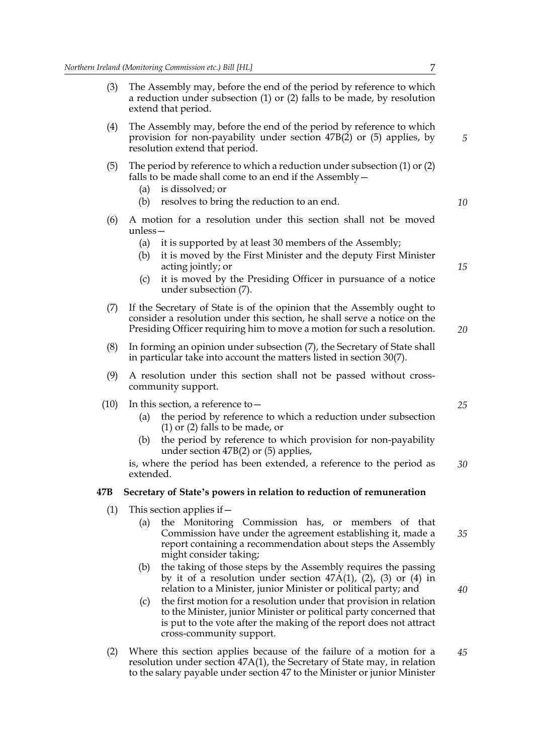(3) The Assembly may, before the end of the period by reference to which a reduction under subsection (1) or (2) falls to be made, by resolution extend that period.

(4) The Assembly may, before the end of the period by reference to which provision for non-payability under section 47B(2) or (5) applies, by resolution extend that period.

(5) The period by reference to which a reduction under subsection (1) or (2) falls to be made shall come to an end if the Assembly—

- (a) is dissolved; or
- (b) resolves to bring the reduction to an end.

(6) A motion for a resolution under this section shall not be moved unless—

- (a) it is supported by at least 30 members of the Assembly;
- (b) it is moved by the First Minister and the deputy First Minister acting jointly; or
- (c) it is moved by the Presiding Officer in pursuance of a notice under subsection (7).

(7) If the Secretary of State is of the opinion that the Assembly ought to consider a resolution under this section, he shall serve a notice on the Presiding Officer requiring him to move a motion for such a resolution.

(8) In forming an opinion under subsection (7), the Secretary of State shall in particular take into account the matters listed in section 30(7).

(9) A resolution under this section shall not be passed without cross-community support.

(10) In this section, a reference to—

- (a) the period by reference to which a reduction under subsection (1) or (2) falls to be made, or
- (b) the period by reference to which provision for non-payability under section 47B(2) or (5) applies,

is, where the period has been extended, a reference to the period as extended.

**47B Secretary of State's powers in relation to reduction of remuneration**

(1) This section applies if—

- (a) the Monitoring Commission has, or members of that Commission have under the agreement establishing it, made a report containing a recommendation about steps the Assembly might consider taking;
- (b) the taking of those steps by the Assembly requires the passing by it of a resolution under section 47A(1), (2), (3) or (4) in relation to a Minister, junior Minister or political party; and
- (c) the first motion for a resolution under that provision in relation to the Minister, junior Minister or political party concerned that is put to the vote after the making of the report does not attract cross-community support.

(2) Where this section applies because of the failure of a motion for a resolution under section 47A(1), the Secretary of State may, in relation to the salary payable under section 47 to the Minister or junior Minister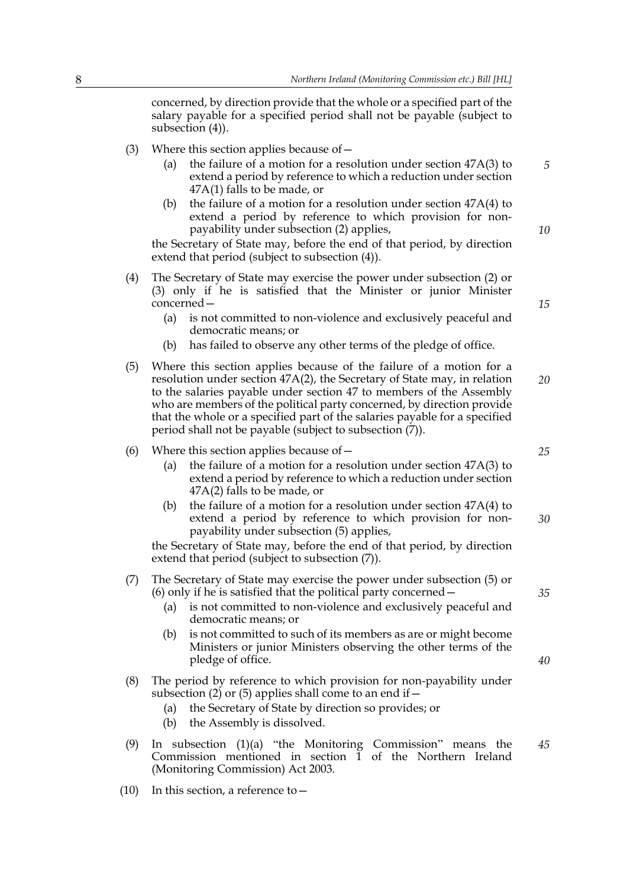concerned, by direction provide that the whole or a specified part of the salary payable for a specified period shall not be payable (subject to subsection (4)).

(3) Where this section applies because of—

  (a) the failure of a motion for a resolution under section 47A(3) to extend a period by reference to which a reduction under section 47A(1) falls to be made, or

  (b) the failure of a motion for a resolution under section 47A(4) to extend a period by reference to which provision for non-payability under subsection (2) applies,

the Secretary of State may, before the end of that period, by direction extend that period (subject to subsection (4)).

(4) The Secretary of State may exercise the power under subsection (2) or (3) only if he is satisfied that the Minister or junior Minister concerned—

  (a) is not committed to non-violence and exclusively peaceful and democratic means; or

  (b) has failed to observe any other terms of the pledge of office.

(5) Where this section applies because of the failure of a motion for a resolution under section 47A(2), the Secretary of State may, in relation to the salaries payable under section 47 to members of the Assembly who are members of the political party concerned, by direction provide that the whole or a specified part of the salaries payable for a specified period shall not be payable (subject to subsection (7)).

(6) Where this section applies because of—

  (a) the failure of a motion for a resolution under section 47A(3) to extend a period by reference to which a reduction under section 47A(2) falls to be made, or

  (b) the failure of a motion for a resolution under section 47A(4) to extend a period by reference to which provision for non-payability under subsection (5) applies,

the Secretary of State may, before the end of that period, by direction extend that period (subject to subsection (7)).

(7) The Secretary of State may exercise the power under subsection (5) or (6) only if he is satisfied that the political party concerned—

  (a) is not committed to non-violence and exclusively peaceful and democratic means; or

  (b) is not committed to such of its members as are or might become Ministers or junior Ministers observing the other terms of the pledge of office.

(8) The period by reference to which provision for non-payability under subsection (2) or (5) applies shall come to an end if—

  (a) the Secretary of State by direction so provides; or

  (b) the Assembly is dissolved.

(9) In subsection (1)(a) "the Monitoring Commission" means the Commission mentioned in section 1 of the Northern Ireland (Monitoring Commission) Act 2003.

(10) In this section, a reference to—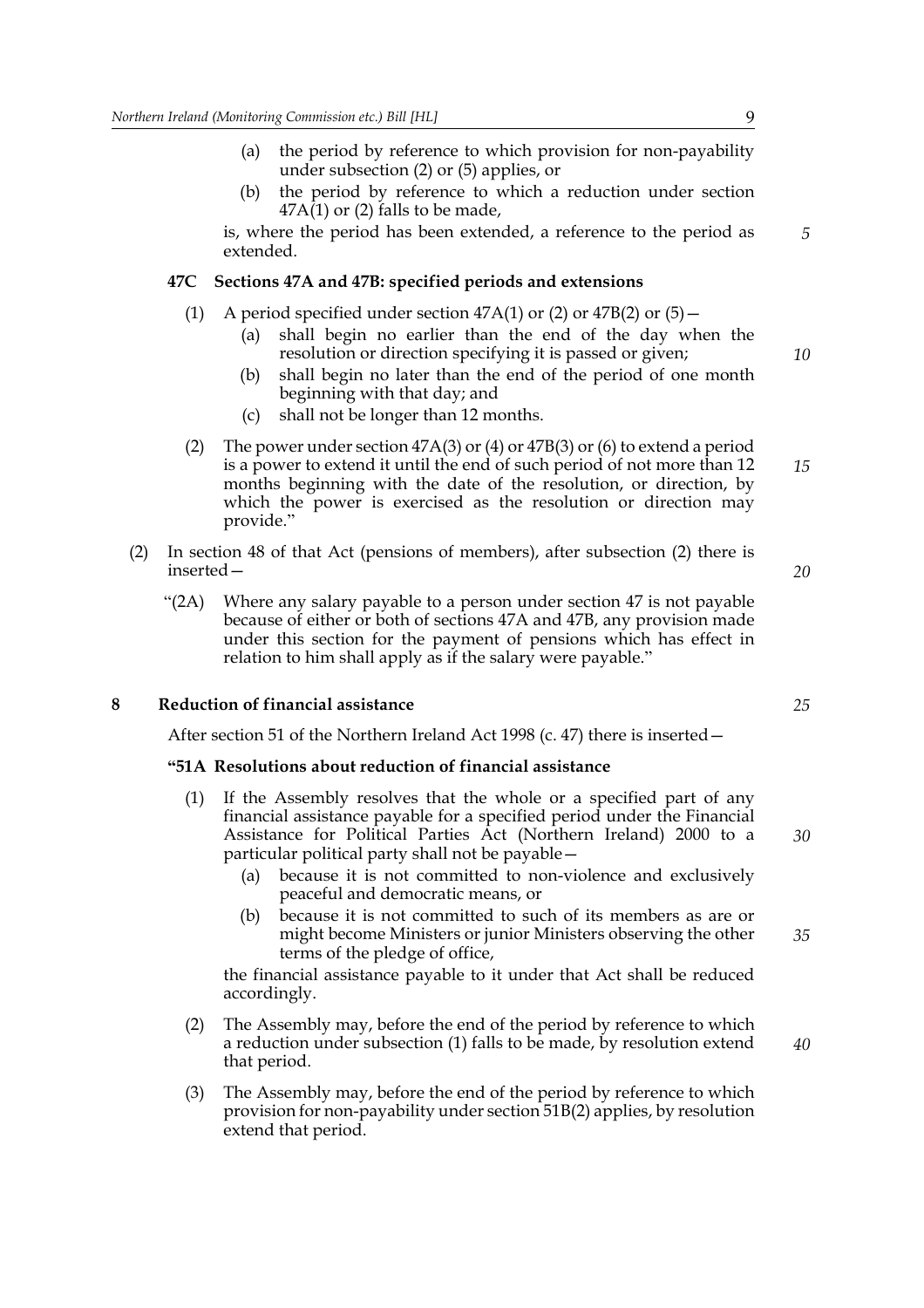(a) the period by reference to which provision for non-payability under subsection (2) or (5) applies, or

(b) the period by reference to which a reduction under section 47A(1) or (2) falls to be made,

is, where the period has been extended, a reference to the period as extended.

### 47C Sections 47A and 47B: specified periods and extensions

(1) A period specified under section 47A(1) or (2) or 47B(2) or (5)—

(a) shall begin no earlier than the end of the day when the resolution or direction specifying it is passed or given;

(b) shall begin no later than the end of the period of one month beginning with that day; and

(c) shall not be longer than 12 months.

(2) The power under section 47A(3) or (4) or 47B(3) or (6) to extend a period is a power to extend it until the end of such period of not more than 12 months beginning with the date of the resolution, or direction, by which the power is exercised as the resolution or direction may provide."

(2) In section 48 of that Act (pensions of members), after subsection (2) there is inserted—

"(2A) Where any salary payable to a person under section 47 is not payable because of either or both of sections 47A and 47B, any provision made under this section for the payment of pensions which has effect in relation to him shall apply as if the salary were payable."

## 8 Reduction of financial assistance

After section 51 of the Northern Ireland Act 1998 (c. 47) there is inserted—

### "51A Resolutions about reduction of financial assistance

(1) If the Assembly resolves that the whole or a specified part of any financial assistance payable for a specified period under the Financial Assistance for Political Parties Act (Northern Ireland) 2000 to a particular political party shall not be payable—

(a) because it is not committed to non-violence and exclusively peaceful and democratic means, or

(b) because it is not committed to such of its members as are or might become Ministers or junior Ministers observing the other terms of the pledge of office,

the financial assistance payable to it under that Act shall be reduced accordingly.

(2) The Assembly may, before the end of the period by reference to which a reduction under subsection (1) falls to be made, by resolution extend that period.

(3) The Assembly may, before the end of the period by reference to which provision for non-payability under section 51B(2) applies, by resolution extend that period.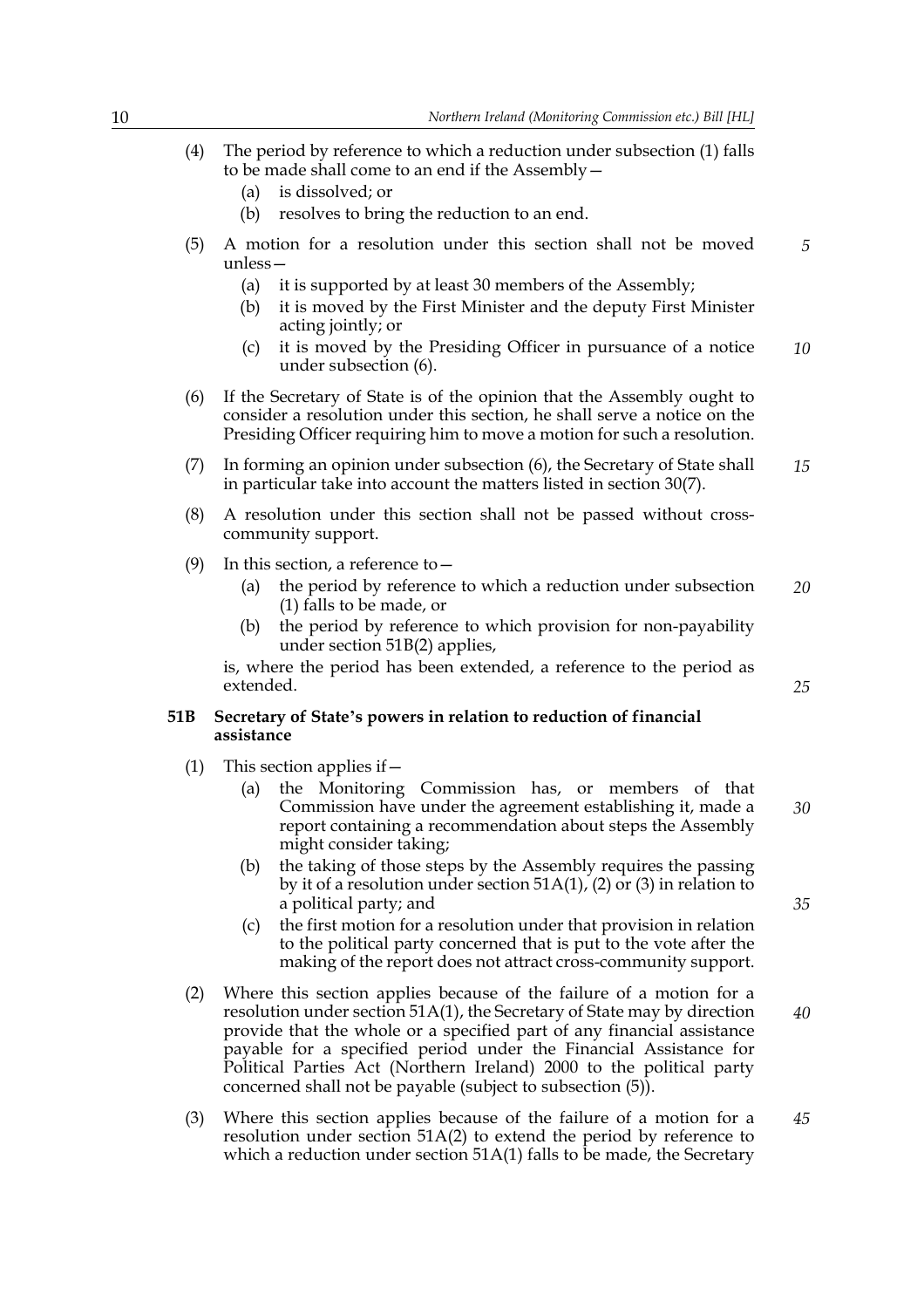(4) The period by reference to which a reduction under subsection (1) falls to be made shall come to an end if the Assembly—

   (a) is dissolved; or

   (b) resolves to bring the reduction to an end.

(5) A motion for a resolution under this section shall not be moved unless—

   (a) it is supported by at least 30 members of the Assembly;

   (b) it is moved by the First Minister and the deputy First Minister acting jointly; or

   (c) it is moved by the Presiding Officer in pursuance of a notice under subsection (6).

(6) If the Secretary of State is of the opinion that the Assembly ought to consider a resolution under this section, he shall serve a notice on the Presiding Officer requiring him to move a motion for such a resolution.

(7) In forming an opinion under subsection (6), the Secretary of State shall in particular take into account the matters listed in section 30(7).

(8) A resolution under this section shall not be passed without cross-community support.

(9) In this section, a reference to—

   (a) the period by reference to which a reduction under subsection (1) falls to be made, or

   (b) the period by reference to which provision for non-payability under section 51B(2) applies,

is, where the period has been extended, a reference to the period as extended.

**51B Secretary of State's powers in relation to reduction of financial assistance**

(1) This section applies if—

   (a) the Monitoring Commission has, or members of that Commission have under the agreement establishing it, made a report containing a recommendation about steps the Assembly might consider taking;

   (b) the taking of those steps by the Assembly requires the passing by it of a resolution under section 51A(1), (2) or (3) in relation to a political party; and

   (c) the first motion for a resolution under that provision in relation to the political party concerned that is put to the vote after the making of the report does not attract cross-community support.

(2) Where this section applies because of the failure of a motion for a resolution under section 51A(1), the Secretary of State may by direction provide that the whole or a specified part of any financial assistance payable for a specified period under the Financial Assistance for Political Parties Act (Northern Ireland) 2000 to the political party concerned shall not be payable (subject to subsection (5)).

(3) Where this section applies because of the failure of a motion for a resolution under section 51A(2) to extend the period by reference to which a reduction under section 51A(1) falls to be made, the Secretary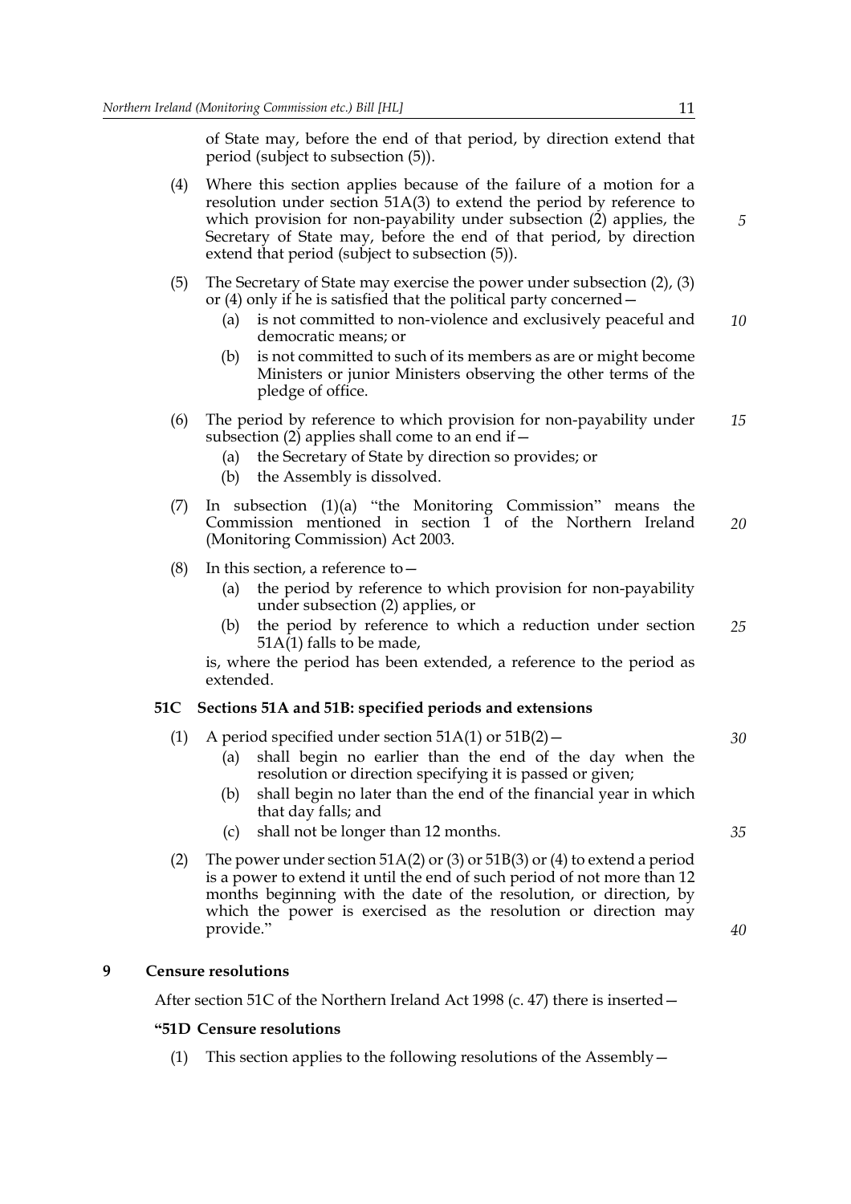of State may, before the end of that period, by direction extend that period (subject to subsection (5)).

(4) Where this section applies because of the failure of a motion for a resolution under section 51A(3) to extend the period by reference to which provision for non-payability under subsection (2) applies, the Secretary of State may, before the end of that period, by direction extend that period (subject to subsection (5)).

(5) The Secretary of State may exercise the power under subsection (2), (3) or (4) only if he is satisfied that the political party concerned—

   (a) is not committed to non-violence and exclusively peaceful and democratic means; or

   (b) is not committed to such of its members as are or might become Ministers or junior Ministers observing the other terms of the pledge of office.

(6) The period by reference to which provision for non-payability under subsection (2) applies shall come to an end if—

   (a) the Secretary of State by direction so provides; or

   (b) the Assembly is dissolved.

(7) In subsection (1)(a) "the Monitoring Commission" means the Commission mentioned in section 1 of the Northern Ireland (Monitoring Commission) Act 2003.

(8) In this section, a reference to—

   (a) the period by reference to which provision for non-payability under subsection (2) applies, or

   (b) the period by reference to which a reduction under section 51A(1) falls to be made,

   is, where the period has been extended, a reference to the period as extended.

**51C Sections 51A and 51B: specified periods and extensions**

(1) A period specified under section 51A(1) or 51B(2)—

   (a) shall begin no earlier than the end of the day when the resolution or direction specifying it is passed or given;

   (b) shall begin no later than the end of the financial year in which that day falls; and

   (c) shall not be longer than 12 months.

(2) The power under section 51A(2) or (3) or 51B(3) or (4) to extend a period is a power to extend it until the end of such period of not more than 12 months beginning with the date of the resolution, or direction, by which the power is exercised as the resolution or direction may provide."

## 9 Censure resolutions

After section 51C of the Northern Ireland Act 1998 (c. 47) there is inserted—

**"51D Censure resolutions**

(1) This section applies to the following resolutions of the Assembly—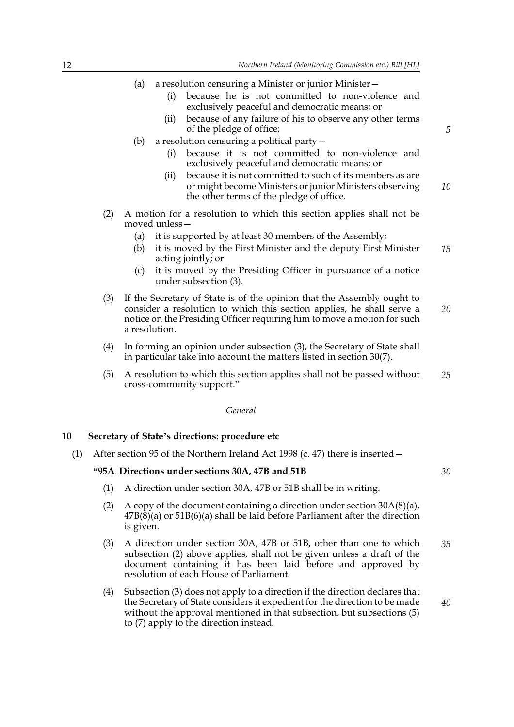(a) a resolution censuring a Minister or junior Minister—

(i) because he is not committed to non-violence and exclusively peaceful and democratic means; or

(ii) because of any failure of his to observe any other terms of the pledge of office;

(b) a resolution censuring a political party—

(i) because it is not committed to non-violence and exclusively peaceful and democratic means; or

(ii) because it is not committed to such of its members as are or might become Ministers or junior Ministers observing the other terms of the pledge of office.

(2) A motion for a resolution to which this section applies shall not be moved unless—

(a) it is supported by at least 30 members of the Assembly;

(b) it is moved by the First Minister and the deputy First Minister acting jointly; or

(c) it is moved by the Presiding Officer in pursuance of a notice under subsection (3).

(3) If the Secretary of State is of the opinion that the Assembly ought to consider a resolution to which this section applies, he shall serve a notice on the Presiding Officer requiring him to move a motion for such a resolution.

(4) In forming an opinion under subsection (3), the Secretary of State shall in particular take into account the matters listed in section 30(7).

(5) A resolution to which this section applies shall not be passed without cross-community support."

*General*

**10 Secretary of State's directions: procedure etc**

(1) After section 95 of the Northern Ireland Act 1998 (c. 47) there is inserted—

**"95A Directions under sections 30A, 47B and 51B**

(1) A direction under section 30A, 47B or 51B shall be in writing.

(2) A copy of the document containing a direction under section 30A(8)(a), 47B(8)(a) or 51B(6)(a) shall be laid before Parliament after the direction is given.

(3) A direction under section 30A, 47B or 51B, other than one to which subsection (2) above applies, shall not be given unless a draft of the document containing it has been laid before and approved by resolution of each House of Parliament.

(4) Subsection (3) does not apply to a direction if the direction declares that the Secretary of State considers it expedient for the direction to be made without the approval mentioned in that subsection, but subsections (5) to (7) apply to the direction instead.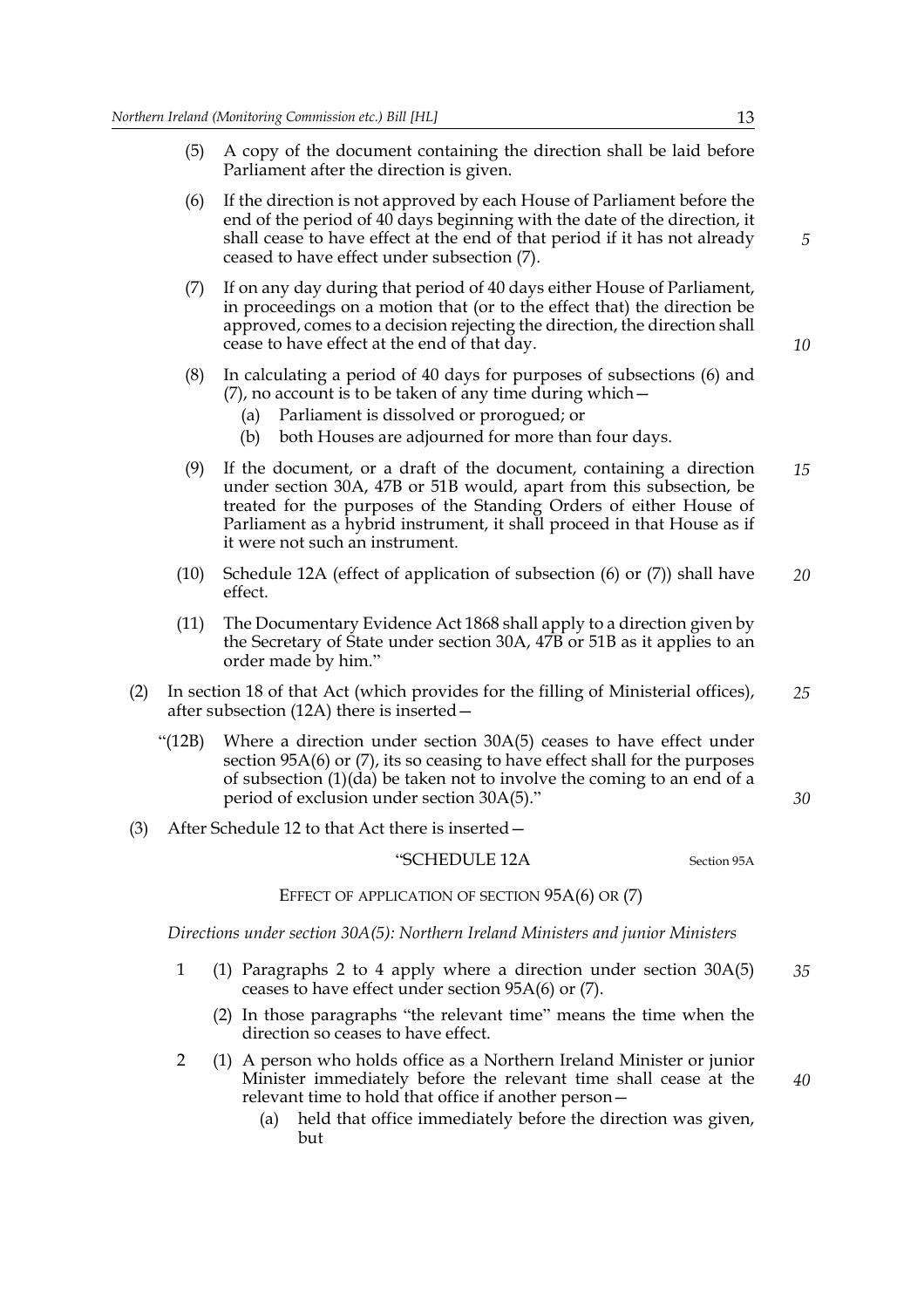(5) A copy of the document containing the direction shall be laid before Parliament after the direction is given.

(6) If the direction is not approved by each House of Parliament before the end of the period of 40 days beginning with the date of the direction, it shall cease to have effect at the end of that period if it has not already ceased to have effect under subsection (7).

(7) If on any day during that period of 40 days either House of Parliament, in proceedings on a motion that (or to the effect that) the direction be approved, comes to a decision rejecting the direction, the direction shall cease to have effect at the end of that day.

(8) In calculating a period of 40 days for purposes of subsections (6) and (7), no account is to be taken of any time during which—

(a) Parliament is dissolved or prorogued; or

(b) both Houses are adjourned for more than four days.

(9) If the document, or a draft of the document, containing a direction under section 30A, 47B or 51B would, apart from this subsection, be treated for the purposes of the Standing Orders of either House of Parliament as a hybrid instrument, it shall proceed in that House as if it were not such an instrument.

(10) Schedule 12A (effect of application of subsection (6) or (7)) shall have effect.

(11) The Documentary Evidence Act 1868 shall apply to a direction given by the Secretary of State under section 30A, 47B or 51B as it applies to an order made by him."

(2) In section 18 of that Act (which provides for the filling of Ministerial offices), after subsection (12A) there is inserted—

"(12B) Where a direction under section 30A(5) ceases to have effect under section 95A(6) or (7), its so ceasing to have effect shall for the purposes of subsection (1)(da) be taken not to involve the coming to an end of a period of exclusion under section 30A(5)."

(3) After Schedule 12 to that Act there is inserted—

"SCHEDULE 12A — Section 95A

EFFECT OF APPLICATION OF SECTION 95A(6) OR (7)

*Directions under section 30A(5): Northern Ireland Ministers and junior Ministers*

1 (1) Paragraphs 2 to 4 apply where a direction under section 30A(5) ceases to have effect under section 95A(6) or (7).

(2) In those paragraphs "the relevant time" means the time when the direction so ceases to have effect.

2 (1) A person who holds office as a Northern Ireland Minister or junior Minister immediately before the relevant time shall cease at the relevant time to hold that office if another person—

(a) held that office immediately before the direction was given, but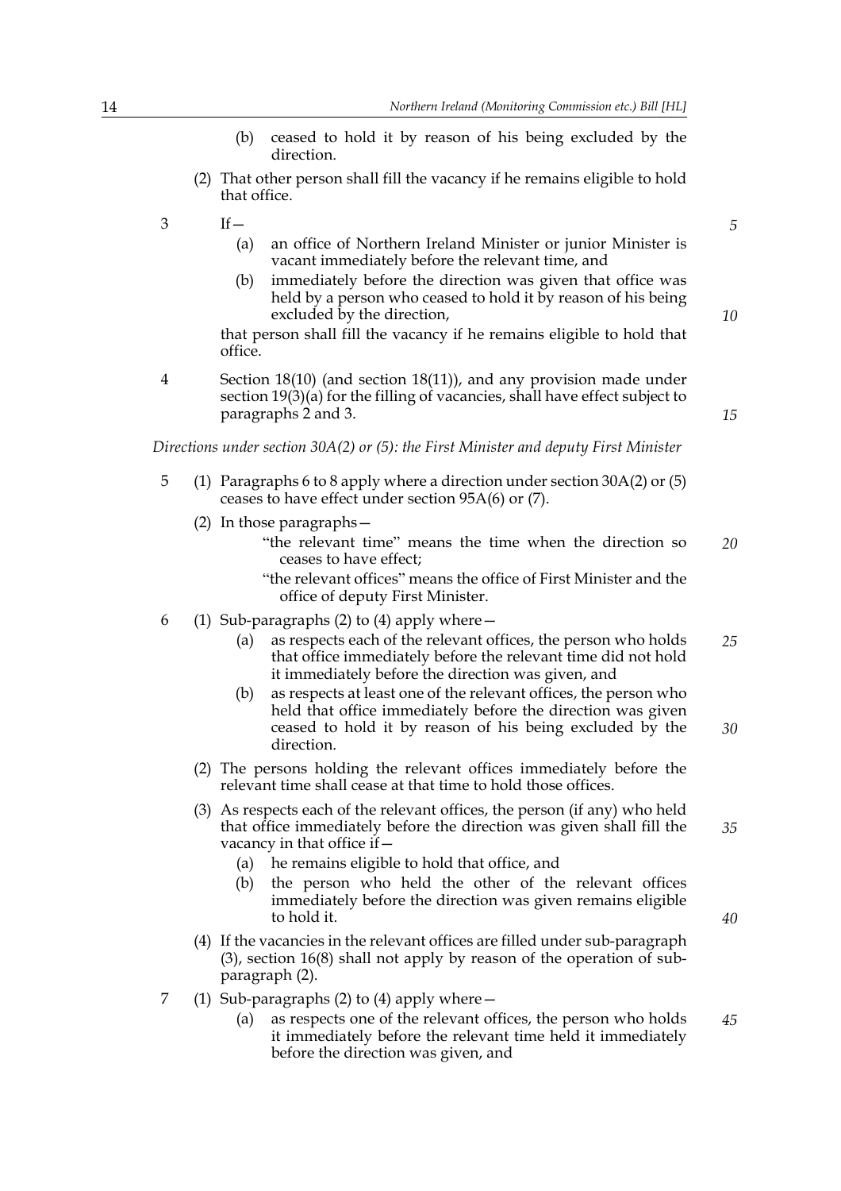(b) ceased to hold it by reason of his being excluded by the direction.

(2) That other person shall fill the vacancy if he remains eligible to hold that office.

3 If—

(a) an office of Northern Ireland Minister or junior Minister is vacant immediately before the relevant time, and

(b) immediately before the direction was given that office was held by a person who ceased to hold it by reason of his being excluded by the direction,

that person shall fill the vacancy if he remains eligible to hold that office.

4 Section 18(10) (and section 18(11)), and any provision made under section 19(3)(a) for the filling of vacancies, shall have effect subject to paragraphs 2 and 3.

*Directions under section 30A(2) or (5): the First Minister and deputy First Minister*

5 (1) Paragraphs 6 to 8 apply where a direction under section 30A(2) or (5) ceases to have effect under section 95A(6) or (7).

(2) In those paragraphs—

"the relevant time" means the time when the direction so ceases to have effect;

"the relevant offices" means the office of First Minister and the office of deputy First Minister.

6 (1) Sub-paragraphs (2) to (4) apply where—

(a) as respects each of the relevant offices, the person who holds that office immediately before the relevant time did not hold it immediately before the direction was given, and

(b) as respects at least one of the relevant offices, the person who held that office immediately before the direction was given ceased to hold it by reason of his being excluded by the direction.

(2) The persons holding the relevant offices immediately before the relevant time shall cease at that time to hold those offices.

(3) As respects each of the relevant offices, the person (if any) who held that office immediately before the direction was given shall fill the vacancy in that office if—

(a) he remains eligible to hold that office, and

(b) the person who held the other of the relevant offices immediately before the direction was given remains eligible to hold it.

(4) If the vacancies in the relevant offices are filled under sub-paragraph (3), section 16(8) shall not apply by reason of the operation of sub-paragraph (2).

7 (1) Sub-paragraphs (2) to (4) apply where—

(a) as respects one of the relevant offices, the person who holds it immediately before the relevant time held it immediately before the direction was given, and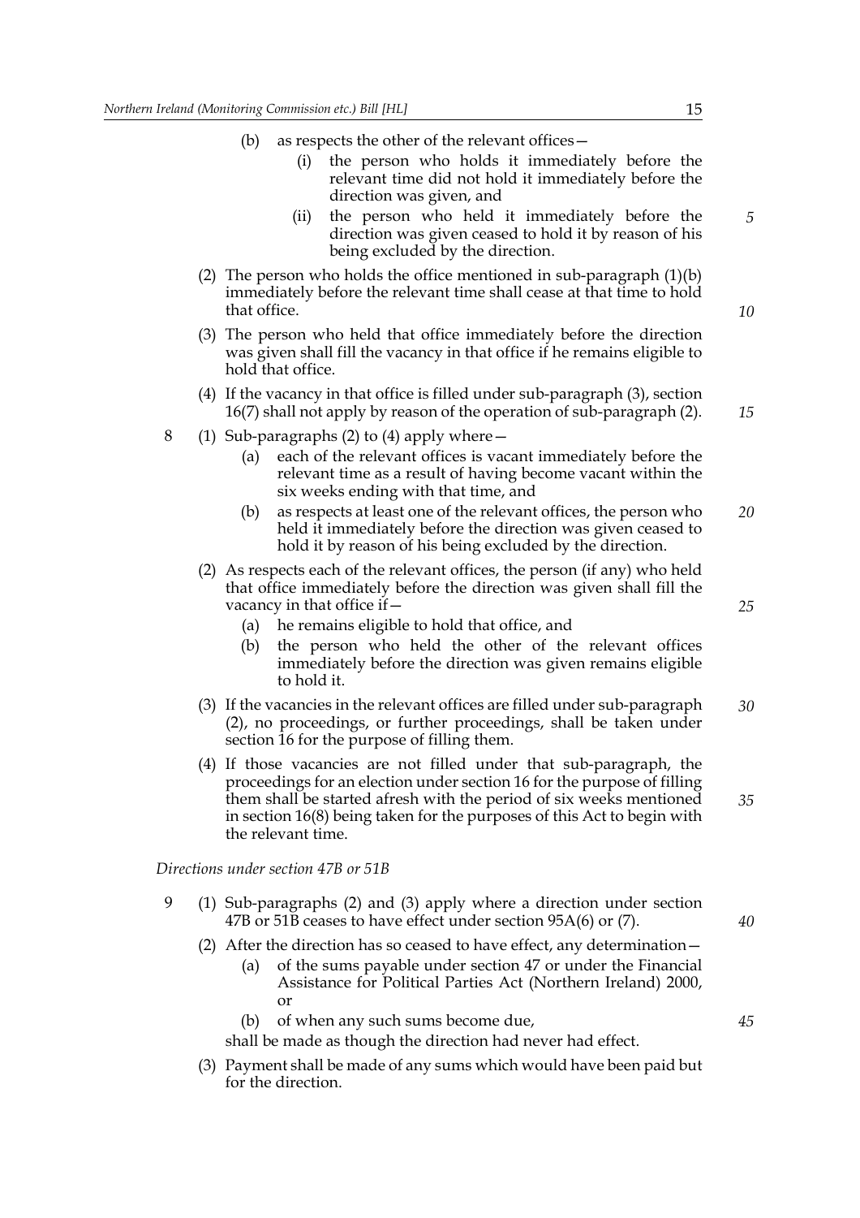(b) as respects the other of the relevant offices—

  (i) the person who holds it immediately before the relevant time did not hold it immediately before the direction was given, and

  (ii) the person who held it immediately before the direction was given ceased to hold it by reason of his being excluded by the direction.

(2) The person who holds the office mentioned in sub-paragraph (1)(b) immediately before the relevant time shall cease at that time to hold that office.

(3) The person who held that office immediately before the direction was given shall fill the vacancy in that office if he remains eligible to hold that office.

(4) If the vacancy in that office is filled under sub-paragraph (3), section 16(7) shall not apply by reason of the operation of sub-paragraph (2).

8 (1) Sub-paragraphs (2) to (4) apply where—

  (a) each of the relevant offices is vacant immediately before the relevant time as a result of having become vacant within the six weeks ending with that time, and

  (b) as respects at least one of the relevant offices, the person who held it immediately before the direction was given ceased to hold it by reason of his being excluded by the direction.

(2) As respects each of the relevant offices, the person (if any) who held that office immediately before the direction was given shall fill the vacancy in that office if—

  (a) he remains eligible to hold that office, and

  (b) the person who held the other of the relevant offices immediately before the direction was given remains eligible to hold it.

(3) If the vacancies in the relevant offices are filled under sub-paragraph (2), no proceedings, or further proceedings, shall be taken under section 16 for the purpose of filling them.

(4) If those vacancies are not filled under that sub-paragraph, the proceedings for an election under section 16 for the purpose of filling them shall be started afresh with the period of six weeks mentioned in section 16(8) being taken for the purposes of this Act to begin with the relevant time.

*Directions under section 47B or 51B*

9 (1) Sub-paragraphs (2) and (3) apply where a direction under section 47B or 51B ceases to have effect under section 95A(6) or (7).

(2) After the direction has so ceased to have effect, any determination—

  (a) of the sums payable under section 47 or under the Financial Assistance for Political Parties Act (Northern Ireland) 2000, or

  (b) of when any such sums become due,

shall be made as though the direction had never had effect.

(3) Payment shall be made of any sums which would have been paid but for the direction.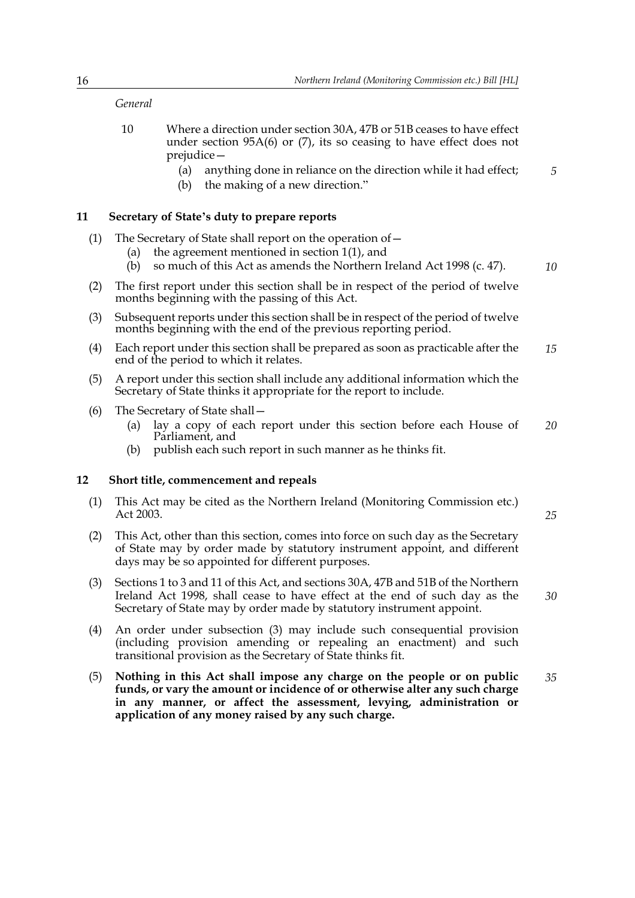*General*

10 Where a direction under section 30A, 47B or 51B ceases to have effect under section 95A(6) or (7), its so ceasing to have effect does not prejudice—

(a) anything done in reliance on the direction while it had effect;

(b) the making of a new direction."

## 11 Secretary of State's duty to prepare reports

(1) The Secretary of State shall report on the operation of—

(a) the agreement mentioned in section 1(1), and

(b) so much of this Act as amends the Northern Ireland Act 1998 (c. 47).

(2) The first report under this section shall be in respect of the period of twelve months beginning with the passing of this Act.

(3) Subsequent reports under this section shall be in respect of the period of twelve months beginning with the end of the previous reporting period.

(4) Each report under this section shall be prepared as soon as practicable after the end of the period to which it relates.

(5) A report under this section shall include any additional information which the Secretary of State thinks it appropriate for the report to include.

(6) The Secretary of State shall—

(a) lay a copy of each report under this section before each House of Parliament, and

(b) publish each such report in such manner as he thinks fit.

## 12 Short title, commencement and repeals

(1) This Act may be cited as the Northern Ireland (Monitoring Commission etc.) Act 2003.

(2) This Act, other than this section, comes into force on such day as the Secretary of State may by order made by statutory instrument appoint, and different days may be so appointed for different purposes.

(3) Sections 1 to 3 and 11 of this Act, and sections 30A, 47B and 51B of the Northern Ireland Act 1998, shall cease to have effect at the end of such day as the Secretary of State may by order made by statutory instrument appoint.

(4) An order under subsection (3) may include such consequential provision (including provision amending or repealing an enactment) and such transitional provision as the Secretary of State thinks fit.

(5) **Nothing in this Act shall impose any charge on the people or on public funds, or vary the amount or incidence of or otherwise alter any such charge in any manner, or affect the assessment, levying, administration or application of any money raised by any such charge.**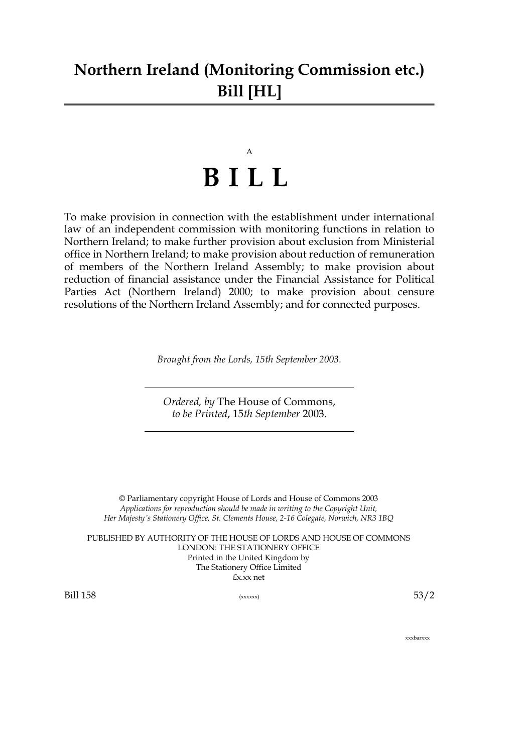# Northern Ireland (Monitoring Commission etc.) Bill [HL]

A

# B I L L

To make provision in connection with the establishment under international law of an independent commission with monitoring functions in relation to Northern Ireland; to make further provision about exclusion from Ministerial office in Northern Ireland; to make provision about reduction of remuneration of members of the Northern Ireland Assembly; to make provision about reduction of financial assistance under the Financial Assistance for Political Parties Act (Northern Ireland) 2000; to make provision about censure resolutions of the Northern Ireland Assembly; and for connected purposes.

*Brought from the Lords, 15th September 2003.*

*Ordered, by* The House of Commons, *to be Printed*, 15*th September* 2003.

© Parliamentary copyright House of Lords and House of Commons 2003
*Applications for reproduction should be made in writing to the Copyright Unit, Her Majesty's Stationery Office, St. Clements House, 2-16 Colegate, Norwich, NR3 1BQ*

PUBLISHED BY AUTHORITY OF THE HOUSE OF LORDS AND HOUSE OF COMMONS
LONDON: THE STATIONERY OFFICE
Printed in the United Kingdom by
The Stationery Office Limited
£x.xx net

Bill 158 (xxxxxx) 53/2

xxxbarxxx